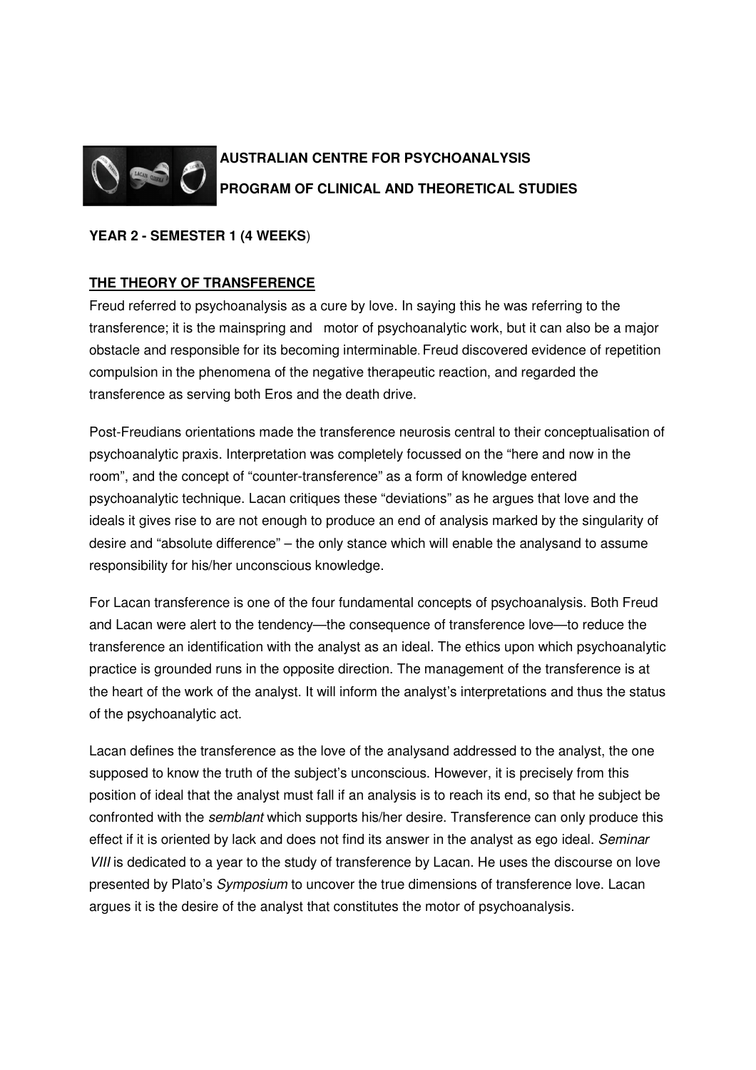**AUSTRALIAN CENTRE FOR PSYCHOANALYSIS**

**PROGRAM OF CLINICAL AND THEORETICAL STUDIES**

**YEAR 2 - SEMESTER 1 (4 WEEKS)**

## THE THEORY OF TRANSFERENCE

Freud referred to psychoanalysis as a cure by love. In saying this he was referring to the transference; it is the mainspring and motor of psychoanalytic work, but it can also be a major obstacle and responsible for its becoming interminable. Freud discovered evidence of repetition compulsion in the phenomena of the negative therapeutic reaction, and regarded the transference as serving both Eros and the death drive.

Post-Freudians orientations made the transference neurosis central to their conceptualisation of psychoanalytic praxis. Interpretation was completely focussed on the "here and now in the room", and the concept of "counter-transference" as a form of knowledge entered psychoanalytic technique. Lacan critiques these "deviations" as he argues that love and the ideals it gives rise to are not enough to produce an end of analysis marked by the singularity of desire and "absolute difference" – the only stance which will enable the analysand to assume responsibility for his/her unconscious knowledge.

For Lacan transference is one of the four fundamental concepts of psychoanalysis. Both Freud and Lacan were alert to the tendency—the consequence of transference love—to reduce the transference an identification with the analyst as an ideal. The ethics upon which psychoanalytic practice is grounded runs in the opposite direction. The management of the transference is at the heart of the work of the analyst. It will inform the analyst's interpretations and thus the status of the psychoanalytic act.

Lacan defines the transference as the love of the analysand addressed to the analyst, the one supposed to know the truth of the subject's unconscious. However, it is precisely from this position of ideal that the analyst must fall if an analysis is to reach its end, so that he subject be confronted with the *semblant* which supports his/her desire. Transference can only produce this effect if it is oriented by lack and does not find its answer in the analyst as ego ideal. *Seminar VIII* is dedicated to a year to the study of transference by Lacan. He uses the discourse on love presented by Plato's *Symposium* to uncover the true dimensions of transference love. Lacan argues it is the desire of the analyst that constitutes the motor of psychoanalysis.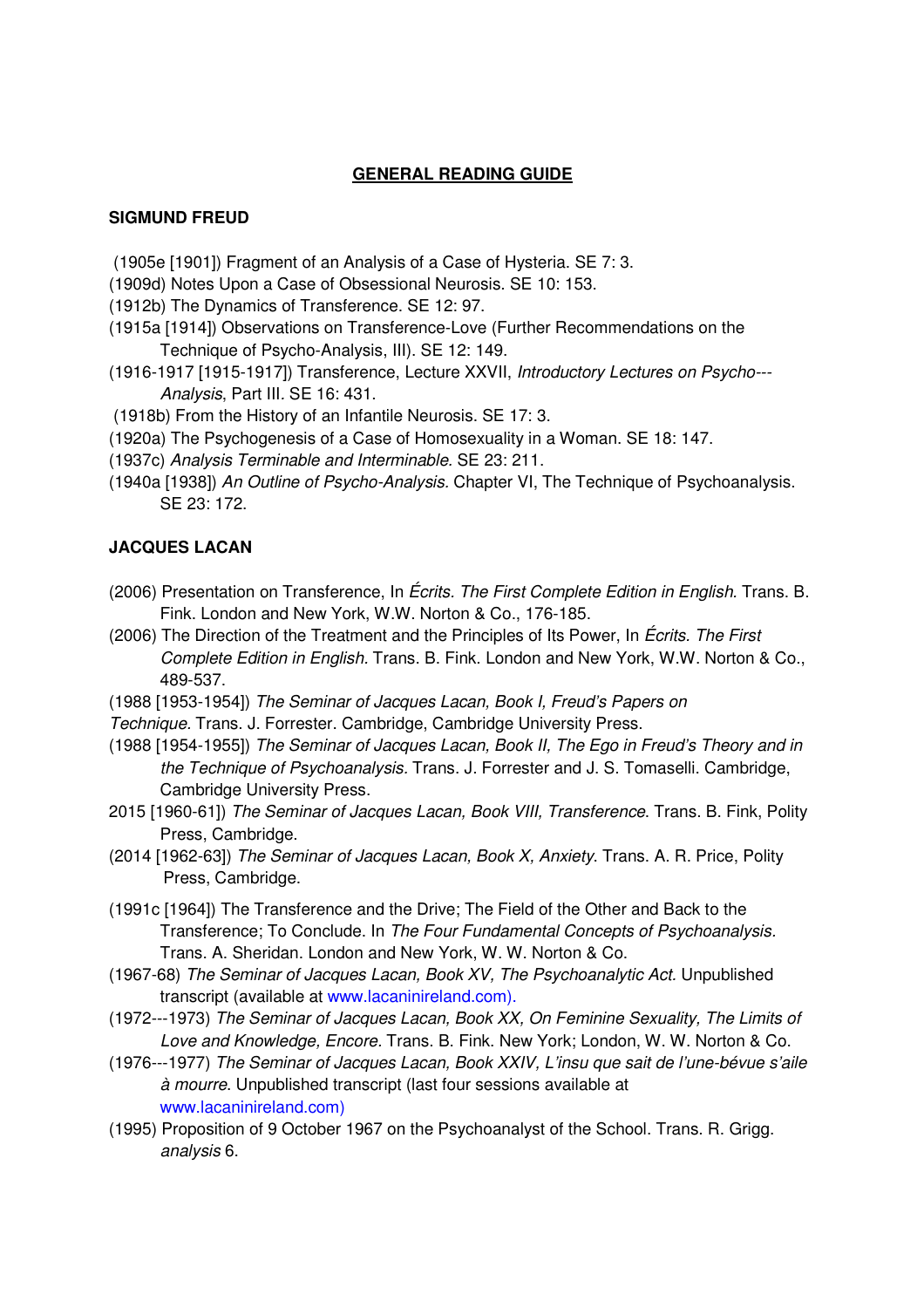## GENERAL READING GUIDE

### SIGMUND FREUD

(1905e [1901]) Fragment of an Analysis of a Case of Hysteria. SE 7: 3.

(1909d) Notes Upon a Case of Obsessional Neurosis. SE 10: 153.

(1912b) The Dynamics of Transference. SE 12: 97.

(1915a [1914]) Observations on Transference-Love (Further Recommendations on the Technique of Psycho-Analysis, III). SE 12: 149.

(1916-1917 [1915-1917]) Transference, Lecture XXVII, *Introductory Lectures on Psycho---Analysis*, Part III. SE 16: 431.

(1918b) From the History of an Infantile Neurosis. SE 17: 3.

(1920a) The Psychogenesis of a Case of Homosexuality in a Woman. SE 18: 147.

(1937c) *Analysis Terminable and Interminable.* SE 23: 211.

(1940a [1938]) *An Outline of Psycho-Analysis.* Chapter VI, The Technique of Psychoanalysis. SE 23: 172.

### JACQUES LACAN

(2006) Presentation on Transference, In *Écrits. The First Complete Edition in English.* Trans. B. Fink. London and New York, W.W. Norton & Co., 176-185.

(2006) The Direction of the Treatment and the Principles of Its Power, In *Écrits. The First Complete Edition in English.* Trans. B. Fink. London and New York, W.W. Norton & Co., 489-537.

(1988 [1953-1954]) *The Seminar of Jacques Lacan, Book I, Freud's Papers on Technique.* Trans. J. Forrester. Cambridge, Cambridge University Press.

(1988 [1954-1955]) *The Seminar of Jacques Lacan, Book II, The Ego in Freud's Theory and in the Technique of Psychoanalysis.* Trans. J. Forrester and J. S. Tomaselli. Cambridge, Cambridge University Press.

2015 [1960-61]) *The Seminar of Jacques Lacan, Book VIII, Transference*. Trans. B. Fink, Polity Press, Cambridge.

(2014 [1962-63]) *The Seminar of Jacques Lacan, Book X, Anxiety*. Trans. A. R. Price, Polity Press, Cambridge.

(1991c [1964]) The Transference and the Drive; The Field of the Other and Back to the Transference; To Conclude. In *The Four Fundamental Concepts of Psychoanalysis.* Trans. A. Sheridan. London and New York, W. W. Norton & Co.

(1967-68) *The Seminar of Jacques Lacan, Book XV, The Psychoanalytic Act.* Unpublished transcript (available at www.lacaninireland.com).

(1972---1973) *The Seminar of Jacques Lacan, Book XX, On Feminine Sexuality, The Limits of Love and Knowledge, Encore.* Trans. B. Fink. New York; London, W. W. Norton & Co.

(1976---1977) *The Seminar of Jacques Lacan, Book XXIV, L'insu que sait de l'une-bévue s'aile à mourre*. Unpublished transcript (last four sessions available at www.lacaninireland.com)

(1995) Proposition of 9 October 1967 on the Psychoanalyst of the School. Trans. R. Grigg. *analysis* 6.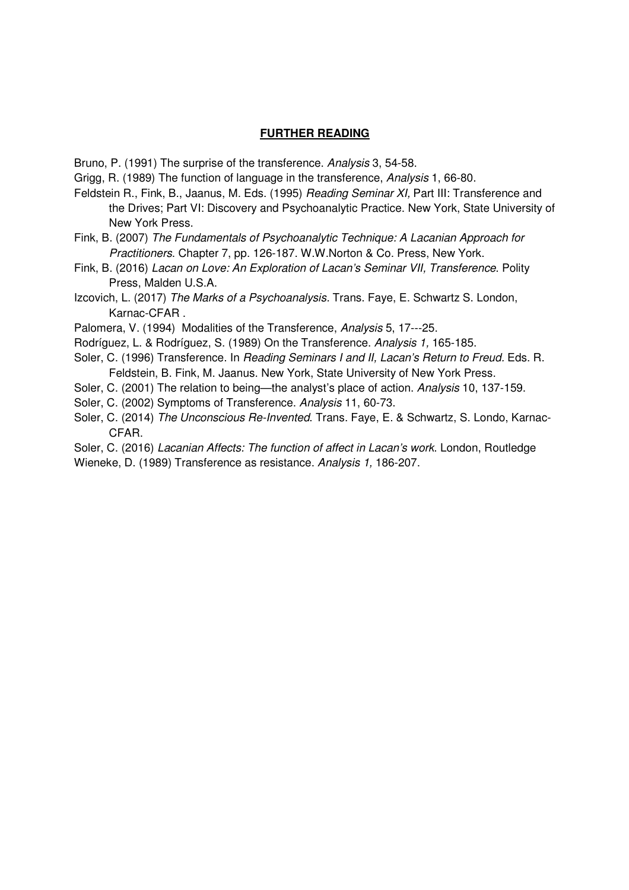**FURTHER READING**

Bruno, P. (1991) The surprise of the transference. *Analysis* 3, 54-58.

Grigg, R. (1989) The function of language in the transference, *Analysis* 1, 66-80.

Feldstein R., Fink, B., Jaanus, M. Eds. (1995) *Reading Seminar XI,* Part III: Transference and the Drives; Part VI: Discovery and Psychoanalytic Practice. New York, State University of New York Press.

Fink, B. (2007) *The Fundamentals of Psychoanalytic Technique: A Lacanian Approach for Practitioners*. Chapter 7, pp. 126-187. W.W.Norton & Co. Press, New York.

Fink, B. (2016) *Lacan on Love: An Exploration of Lacan's Seminar VII, Transference*. Polity Press, Malden U.S.A.

Izcovich, L. (2017) *The Marks of a Psychoanalysis.* Trans. Faye, E. Schwartz S. London, Karnac-CFAR .

Palomera, V. (1994) Modalities of the Transference, *Analysis* 5, 17---25.

Rodríguez, L. & Rodríguez, S. (1989) On the Transference. *Analysis 1,* 165-185.

Soler, C. (1996) Transference. In *Reading Seminars I and II, Lacan's Return to Freud.* Eds. R. Feldstein, B. Fink, M. Jaanus. New York, State University of New York Press.

Soler, C. (2001) The relation to being—the analyst's place of action. *Analysis* 10, 137-159.

Soler, C. (2002) Symptoms of Transference. *Analysis* 11, 60-73.

Soler, C. (2014) *The Unconscious Re-Invented*. Trans. Faye, E. & Schwartz, S. Londo, Karnac-CFAR.

Soler, C. (2016) *Lacanian Affects: The function of affect in Lacan's work*. London, Routledge

Wieneke, D. (1989) Transference as resistance. *Analysis 1,* 186-207.